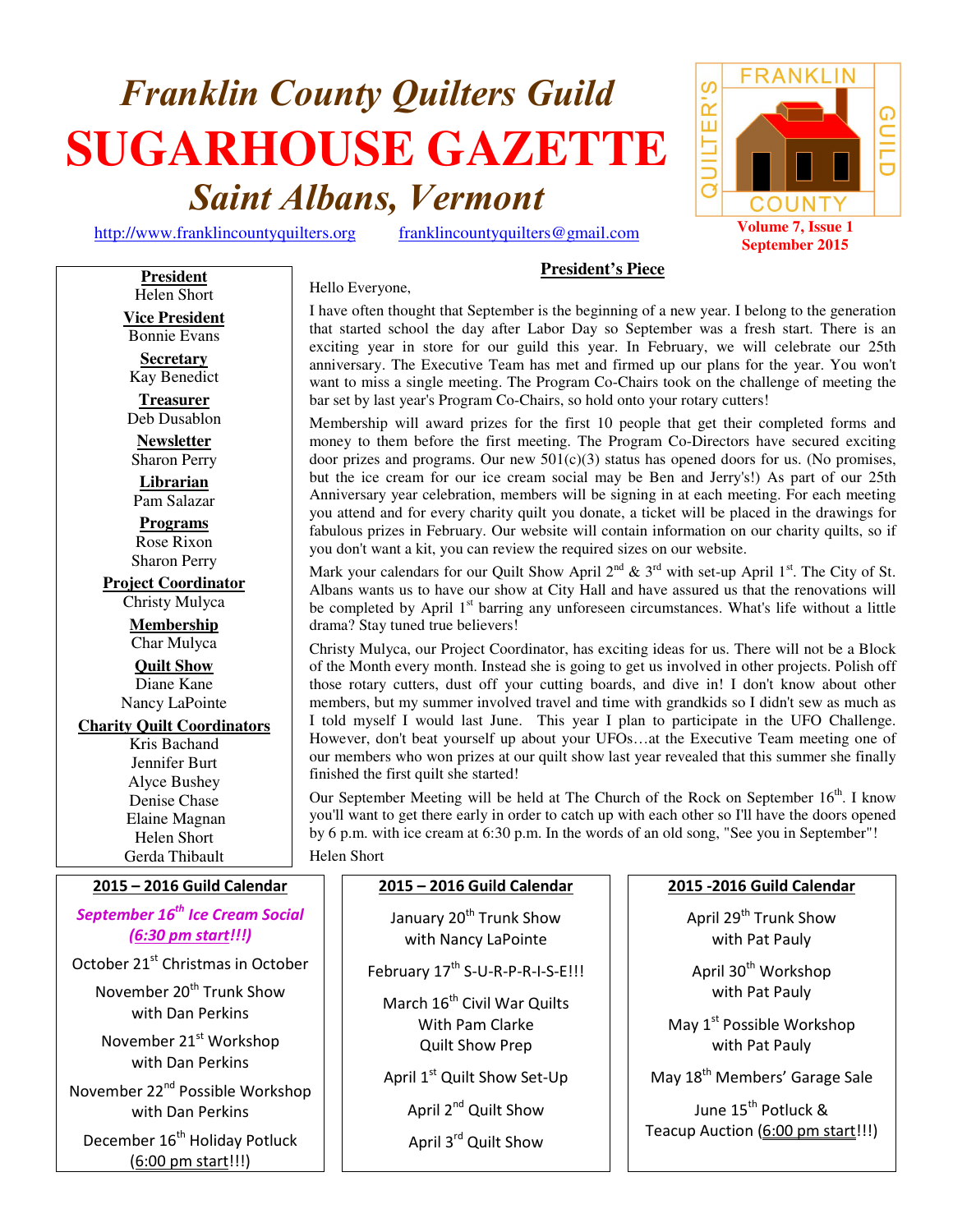# Franklin County Quilters Guild

# SUGARHOUSE GAZETTE

## Saint Albans, Vermont

http://www.franklincountyquilters.org    franklincountyquilters@gmail.com

FRANKLIN COUNTY QUILTER'S GUILD

**Volume 7, Issue 1**
**September 2015**

**President**
Helen Short

**Vice President**
Bonnie Evans

**Secretary**
Kay Benedict

**Treasurer**
Deb Dusablon

**Newsletter**
Sharon Perry

**Librarian**
Pam Salazar

**Programs**
Rose Rixon
Sharon Perry

**Project Coordinator**
Christy Mulyca

**Membership**
Char Mulyca

**Quilt Show**
Diane Kane
Nancy LaPointe

**Charity Quilt Coordinators**
Kris Bachand
Jennifer Burt
Alyce Bushey
Denise Chase
Elaine Magnan
Helen Short
Gerda Thibault

## President's Piece

Hello Everyone,

I have often thought that September is the beginning of a new year. I belong to the generation that started school the day after Labor Day so September was a fresh start. There is an exciting year in store for our guild this year. In February, we will celebrate our 25th anniversary. The Executive Team has met and firmed up our plans for the year. You won't want to miss a single meeting. The Program Co-Chairs took on the challenge of meeting the bar set by last year's Program Co-Chairs, so hold onto your rotary cutters!

Membership will award prizes for the first 10 people that get their completed forms and money to them before the first meeting. The Program Co-Directors have secured exciting door prizes and programs. Our new 501(c)(3) status has opened doors for us. (No promises, but the ice cream for our ice cream social may be Ben and Jerry's!) As part of our 25th Anniversary year celebration, members will be signing in at each meeting. For each meeting you attend and for every charity quilt you donate, a ticket will be placed in the drawings for fabulous prizes in February. Our website will contain information on our charity quilts, so if you don't want a kit, you can review the required sizes on our website.

Mark your calendars for our Quilt Show April 2nd & 3rd with set-up April 1st. The City of St. Albans wants us to have our show at City Hall and have assured us that the renovations will be completed by April 1st barring any unforeseen circumstances. What's life without a little drama? Stay tuned true believers!

Christy Mulyca, our Project Coordinator, has exciting ideas for us. There will not be a Block of the Month every month. Instead she is going to get us involved in other projects. Polish off those rotary cutters, dust off your cutting boards, and dive in! I don't know about other members, but my summer involved travel and time with grandkids so I didn't sew as much as I told myself I would last June. This year I plan to participate in the UFO Challenge. However, don't beat yourself up about your UFOs…at the Executive Team meeting one of our members who won prizes at our quilt show last year revealed that this summer she finally finished the first quilt she started!

Our September Meeting will be held at The Church of the Rock on September 16th. I know you'll want to get there early in order to catch up with each other so I'll have the doors opened by 6 p.m. with ice cream at 6:30 p.m. In the words of an old song, "See you in September"!

Helen Short

### 2015 – 2016 Guild Calendar

***September 16th Ice Cream Social (6:30 pm start!!!)***

October 21st Christmas in October

November 20th Trunk Show with Dan Perkins

November 21st Workshop with Dan Perkins

November 22nd Possible Workshop with Dan Perkins

December 16th Holiday Potluck (6:00 pm start!!!)

January 20th Trunk Show with Nancy LaPointe

February 17th S-U-R-P-R-I-S-E!!!

March 16th Civil War Quilts With Pam Clarke Quilt Show Prep

April 1st Quilt Show Set-Up

April 2nd Quilt Show

April 3rd Quilt Show

April 29th Trunk Show with Pat Pauly

April 30th Workshop with Pat Pauly

May 1st Possible Workshop with Pat Pauly

May 18th Members' Garage Sale

June 15th Potluck & Teacup Auction (6:00 pm start!!!)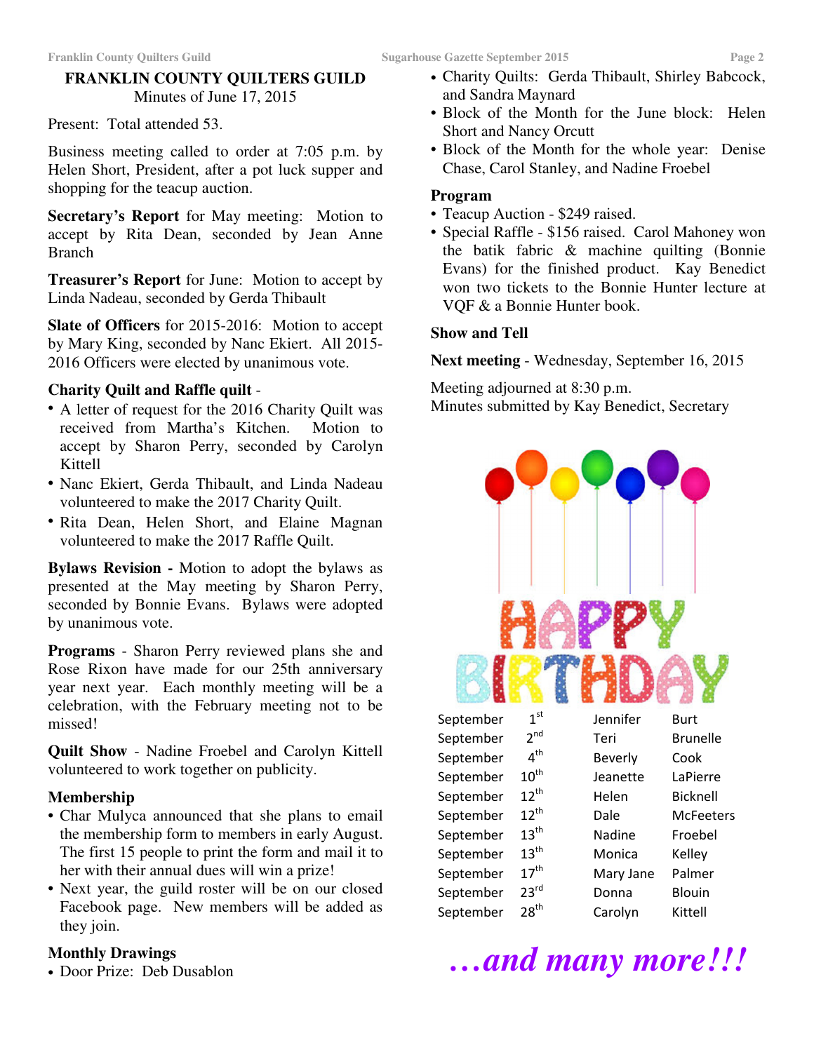# FRANKLIN COUNTY QUILTERS GUILD

Minutes of June 17, 2015

Present: Total attended 53.

Business meeting called to order at 7:05 p.m. by Helen Short, President, after a pot luck supper and shopping for the teacup auction.

**Secretary's Report** for May meeting: Motion to accept by Rita Dean, seconded by Jean Anne Branch

**Treasurer's Report** for June: Motion to accept by Linda Nadeau, seconded by Gerda Thibault

**Slate of Officers** for 2015-2016: Motion to accept by Mary King, seconded by Nanc Ekiert. All 2015-2016 Officers were elected by unanimous vote.

**Charity Quilt and Raffle quilt** -

- A letter of request for the 2016 Charity Quilt was received from Martha's Kitchen. Motion to accept by Sharon Perry, seconded by Carolyn Kittell
- Nanc Ekiert, Gerda Thibault, and Linda Nadeau volunteered to make the 2017 Charity Quilt.
- Rita Dean, Helen Short, and Elaine Magnan volunteered to make the 2017 Raffle Quilt.

**Bylaws Revision -** Motion to adopt the bylaws as presented at the May meeting by Sharon Perry, seconded by Bonnie Evans. Bylaws were adopted by unanimous vote.

**Programs** - Sharon Perry reviewed plans she and Rose Rixon have made for our 25th anniversary year next year. Each monthly meeting will be a celebration, with the February meeting not to be missed!

**Quilt Show** - Nadine Froebel and Carolyn Kittell volunteered to work together on publicity.

**Membership**

- Char Mulyca announced that she plans to email the membership form to members in early August. The first 15 people to print the form and mail it to her with their annual dues will win a prize!
- Next year, the guild roster will be on our closed Facebook page. New members will be added as they join.

**Monthly Drawings**

- Door Prize: Deb Dusablon
- Charity Quilts: Gerda Thibault, Shirley Babcock, and Sandra Maynard
- Block of the Month for the June block: Helen Short and Nancy Orcutt
- Block of the Month for the whole year: Denise Chase, Carol Stanley, and Nadine Froebel

**Program**

- Teacup Auction - $249 raised.
- Special Raffle - $156 raised. Carol Mahoney won the batik fabric & machine quilting (Bonnie Evans) for the finished product. Kay Benedict won two tickets to the Bonnie Hunter lecture at VQF & a Bonnie Hunter book.

**Show and Tell**

**Next meeting** - Wednesday, September 16, 2015

Meeting adjourned at 8:30 p.m.
Minutes submitted by Kay Benedict, Secretary

HAPPY BIRTHDAY

| | | | |
|---|---|---|---|
| September | 1st | Jennifer | Burt |
| September | 2nd | Teri | Brunelle |
| September | 4th | Beverly | Cook |
| September | 10th | Jeanette | LaPierre |
| September | 12th | Helen | Bicknell |
| September | 12th | Dale | McFeeters |
| September | 13th | Nadine | Froebel |
| September | 13th | Monica | Kelley |
| September | 17th | Mary Jane | Palmer |
| September | 23rd | Donna | Blouin |
| September | 28th | Carolyn | Kittell |

***…and many more!!!***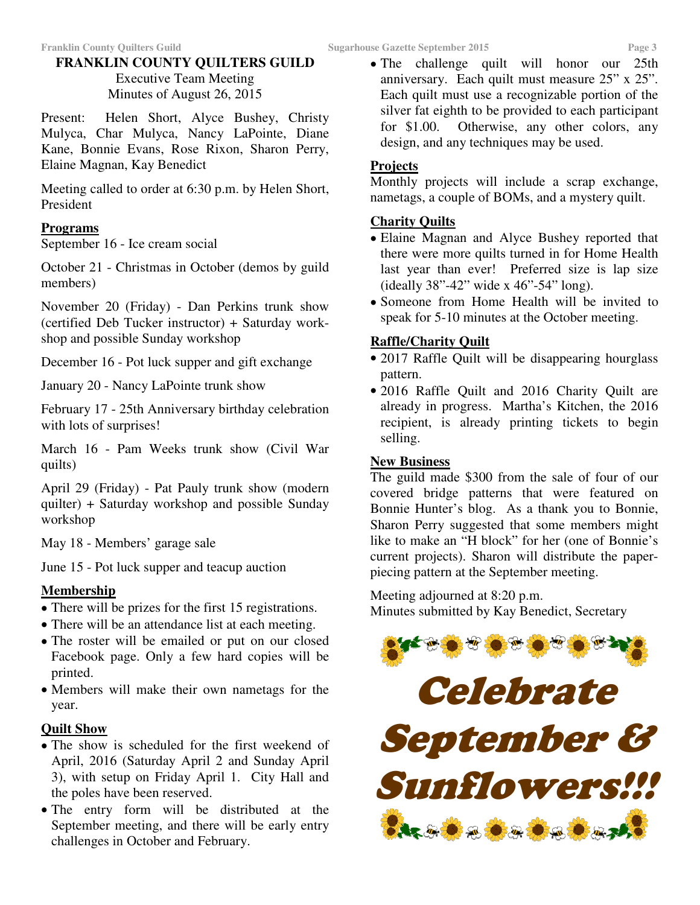# FRANKLIN COUNTY QUILTERS GUILD

Executive Team Meeting
Minutes of August 26, 2015

Present: Helen Short, Alyce Bushey, Christy Mulyca, Char Mulyca, Nancy LaPointe, Diane Kane, Bonnie Evans, Rose Rixon, Sharon Perry, Elaine Magnan, Kay Benedict

Meeting called to order at 6:30 p.m. by Helen Short, President

**Programs**

September 16 - Ice cream social

October 21 - Christmas in October (demos by guild members)

November 20 (Friday) - Dan Perkins trunk show (certified Deb Tucker instructor) + Saturday workshop and possible Sunday workshop

December 16 - Pot luck supper and gift exchange

January 20 - Nancy LaPointe trunk show

February 17 - 25th Anniversary birthday celebration with lots of surprises!

March 16 - Pam Weeks trunk show (Civil War quilts)

April 29 (Friday) - Pat Pauly trunk show (modern quilter) + Saturday workshop and possible Sunday workshop

May 18 - Members' garage sale

June 15 - Pot luck supper and teacup auction

**Membership**

- There will be prizes for the first 15 registrations.
- There will be an attendance list at each meeting.
- The roster will be emailed or put on our closed Facebook page. Only a few hard copies will be printed.
- Members will make their own nametags for the year.

**Quilt Show**

- The show is scheduled for the first weekend of April, 2016 (Saturday April 2 and Sunday April 3), with setup on Friday April 1. City Hall and the poles have been reserved.
- The entry form will be distributed at the September meeting, and there will be early entry challenges in October and February.
- The challenge quilt will honor our 25th anniversary. Each quilt must measure 25" x 25". Each quilt must use a recognizable portion of the silver fat eighth to be provided to each participant for $1.00. Otherwise, any other colors, any design, and any techniques may be used.

**Projects**

Monthly projects will include a scrap exchange, nametags, a couple of BOMs, and a mystery quilt.

**Charity Quilts**

- Elaine Magnan and Alyce Bushey reported that there were more quilts turned in for Home Health last year than ever! Preferred size is lap size (ideally 38"-42" wide x 46"-54" long).
- Someone from Home Health will be invited to speak for 5-10 minutes at the October meeting.

**Raffle/Charity Quilt**

- 2017 Raffle Quilt will be disappearing hourglass pattern.
- 2016 Raffle Quilt and 2016 Charity Quilt are already in progress. Martha's Kitchen, the 2016 recipient, is already printing tickets to begin selling.

**New Business**

The guild made $300 from the sale of four of our covered bridge patterns that were featured on Bonnie Hunter's blog. As a thank you to Bonnie, Sharon Perry suggested that some members might like to make an "H block" for her (one of Bonnie's current projects). Sharon will distribute the paper-piecing pattern at the September meeting.

Meeting adjourned at 8:20 p.m.
Minutes submitted by Kay Benedict, Secretary

***Celebrate September & Sunflowers!!!***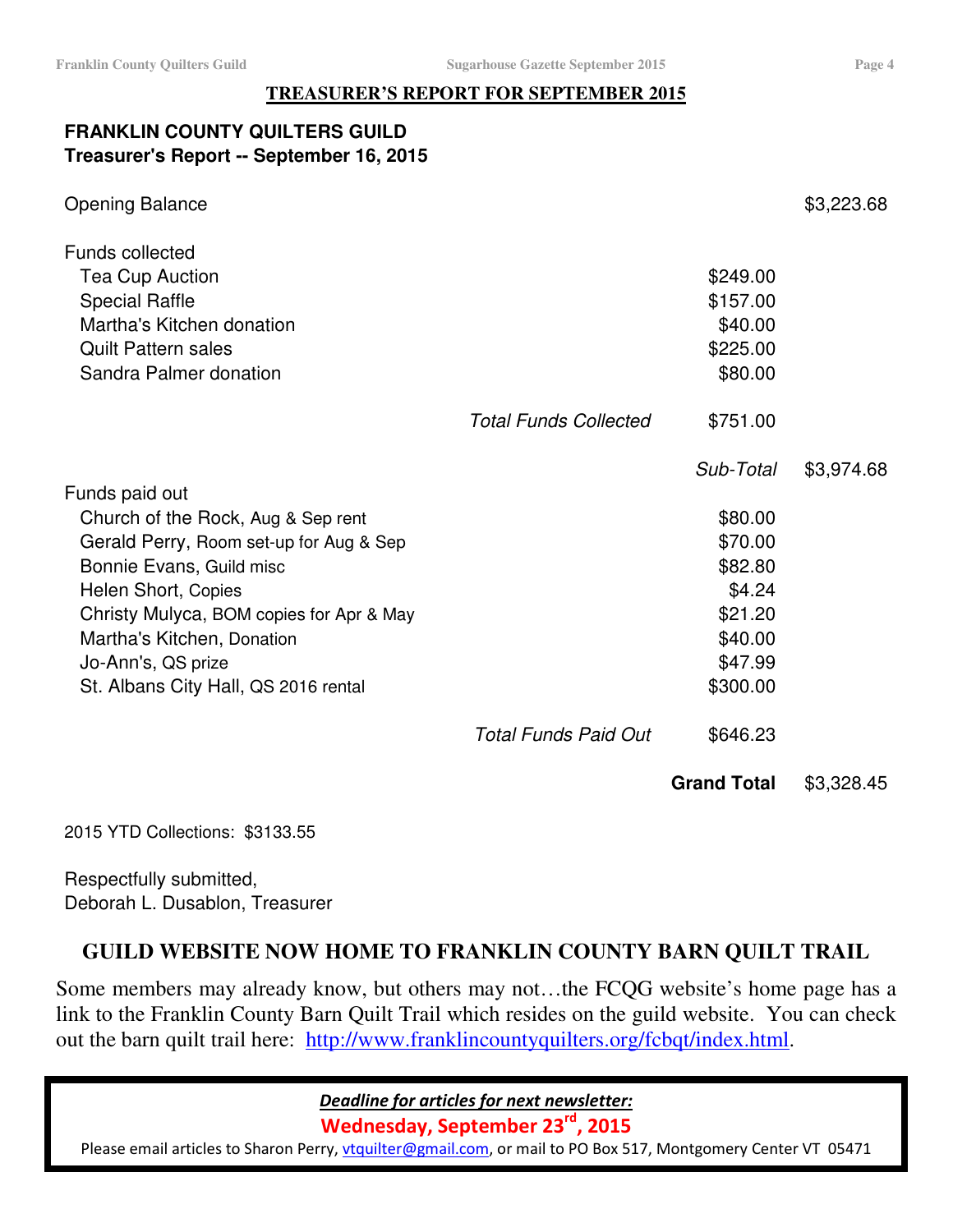## TREASURER'S REPORT FOR SEPTEMBER 2015

**FRANKLIN COUNTY QUILTERS GUILD**
**Treasurer's Report -- September 16, 2015**

| | | | |
|---|---|---|---|
| Opening Balance | | | $3,223.68 |
| Funds collected | | | |
| Tea Cup Auction | | $249.00 | |
| Special Raffle | | $157.00 | |
| Martha's Kitchen donation | | $40.00 | |
| Quilt Pattern sales | | $225.00 | |
| Sandra Palmer donation | | $80.00 | |
| | *Total Funds Collected* | $751.00 | |
| | | *Sub-Total* | $3,974.68 |
| Funds paid out | | | |
| Church of the Rock, Aug & Sep rent | | $80.00 | |
| Gerald Perry, Room set-up for Aug & Sep | | $70.00 | |
| Bonnie Evans, Guild misc | | $82.80 | |
| Helen Short, Copies | | $4.24 | |
| Christy Mulyca, BOM copies for Apr & May | | $21.20 | |
| Martha's Kitchen, Donation | | $40.00 | |
| Jo-Ann's, QS prize | | $47.99 | |
| St. Albans City Hall, QS 2016 rental | | $300.00 | |
| | *Total Funds Paid Out* | $646.23 | |
| | | **Grand Total** | $3,328.45 |

2015 YTD Collections: $3133.55

Respectfully submitted,
Deborah L. Dusablon, Treasurer

## GUILD WEBSITE NOW HOME TO FRANKLIN COUNTY BARN QUILT TRAIL

Some members may already know, but others may not…the FCQG website's home page has a link to the Franklin County Barn Quilt Trail which resides on the guild website. You can check out the barn quilt trail here: http://www.franklincountyquilters.org/fcbqt/index.html.

***Deadline for articles for next newsletter:***

**Wednesday, September 23rd, 2015**

Please email articles to Sharon Perry, vtquilter@gmail.com, or mail to PO Box 517, Montgomery Center VT 05471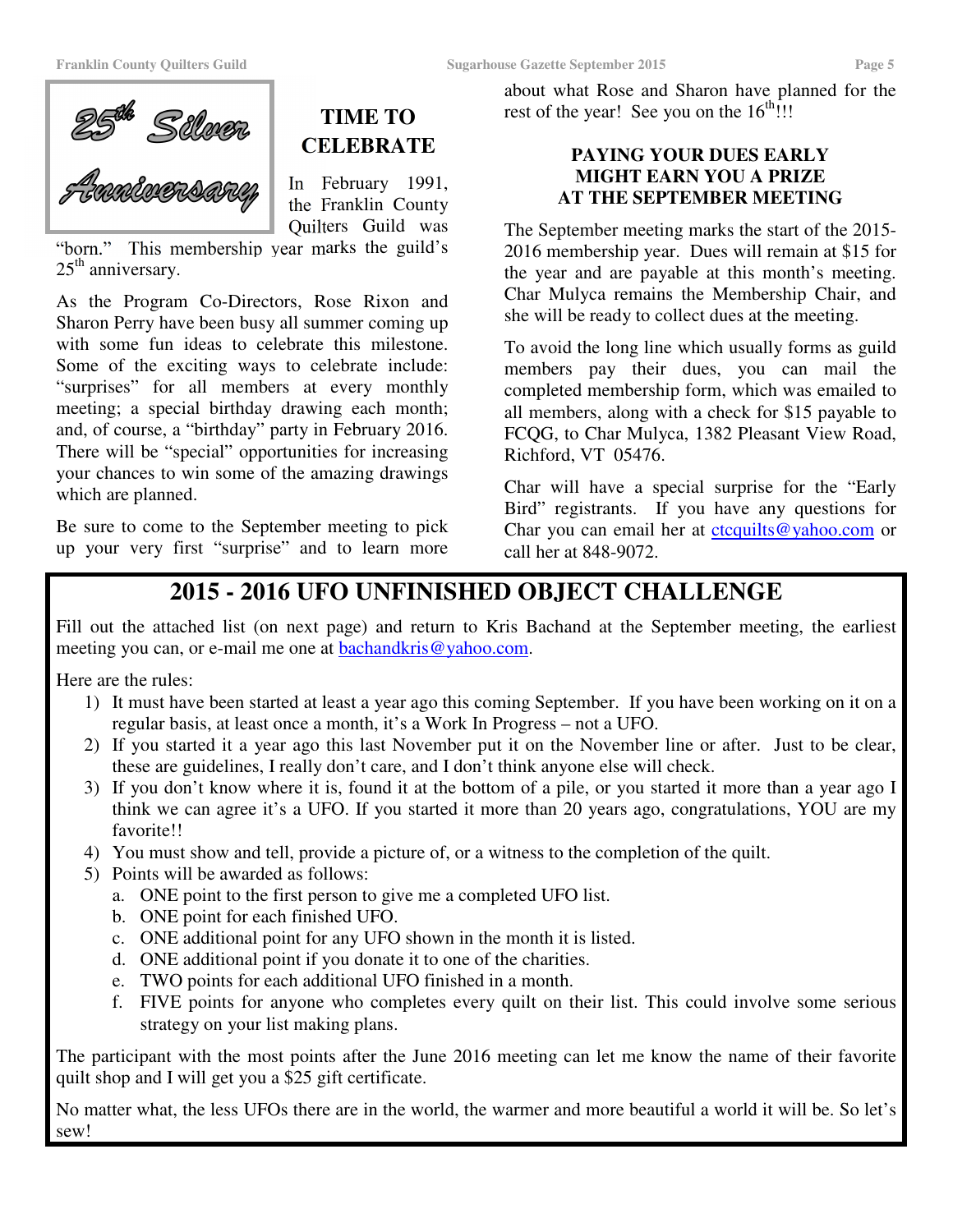25th Silver Anniversary

## TIME TO CELEBRATE

In February 1991, the Franklin County Quilters Guild was "born." This membership year marks the guild's 25th anniversary.

As the Program Co-Directors, Rose Rixon and Sharon Perry have been busy all summer coming up with some fun ideas to celebrate this milestone. Some of the exciting ways to celebrate include: "surprises" for all members at every monthly meeting; a special birthday drawing each month; and, of course, a "birthday" party in February 2016. There will be "special" opportunities for increasing your chances to win some of the amazing drawings which are planned.

Be sure to come to the September meeting to pick up your very first "surprise" and to learn more about what Rose and Sharon have planned for the rest of the year! See you on the 16th!!!

## PAYING YOUR DUES EARLY MIGHT EARN YOU A PRIZE AT THE SEPTEMBER MEETING

The September meeting marks the start of the 2015-2016 membership year. Dues will remain at $15 for the year and are payable at this month's meeting. Char Mulyca remains the Membership Chair, and she will be ready to collect dues at the meeting.

To avoid the long line which usually forms as guild members pay their dues, you can mail the completed membership form, which was emailed to all members, along with a check for $15 payable to FCQG, to Char Mulyca, 1382 Pleasant View Road, Richford, VT 05476.

Char will have a special surprise for the "Early Bird" registrants. If you have any questions for Char you can email her at ctcquilts@yahoo.com or call her at 848-9072.

## 2015 - 2016 UFO UNFINISHED OBJECT CHALLENGE

Fill out the attached list (on next page) and return to Kris Bachand at the September meeting, the earliest meeting you can, or e-mail me one at bachandkris@yahoo.com.

Here are the rules:

1) It must have been started at least a year ago this coming September. If you have been working on it on a regular basis, at least once a month, it's a Work In Progress – not a UFO.
2) If you started it a year ago this last November put it on the November line or after. Just to be clear, these are guidelines, I really don't care, and I don't think anyone else will check.
3) If you don't know where it is, found it at the bottom of a pile, or you started it more than a year ago I think we can agree it's a UFO. If you started it more than 20 years ago, congratulations, YOU are my favorite!!
4) You must show and tell, provide a picture of, or a witness to the completion of the quilt.
5) Points will be awarded as follows:
   a. ONE point to the first person to give me a completed UFO list.
   b. ONE point for each finished UFO.
   c. ONE additional point for any UFO shown in the month it is listed.
   d. ONE additional point if you donate it to one of the charities.
   e. TWO points for each additional UFO finished in a month.
   f. FIVE points for anyone who completes every quilt on their list. This could involve some serious strategy on your list making plans.

The participant with the most points after the June 2016 meeting can let me know the name of their favorite quilt shop and I will get you a $25 gift certificate.

No matter what, the less UFOs there are in the world, the warmer and more beautiful a world it will be. So let's sew!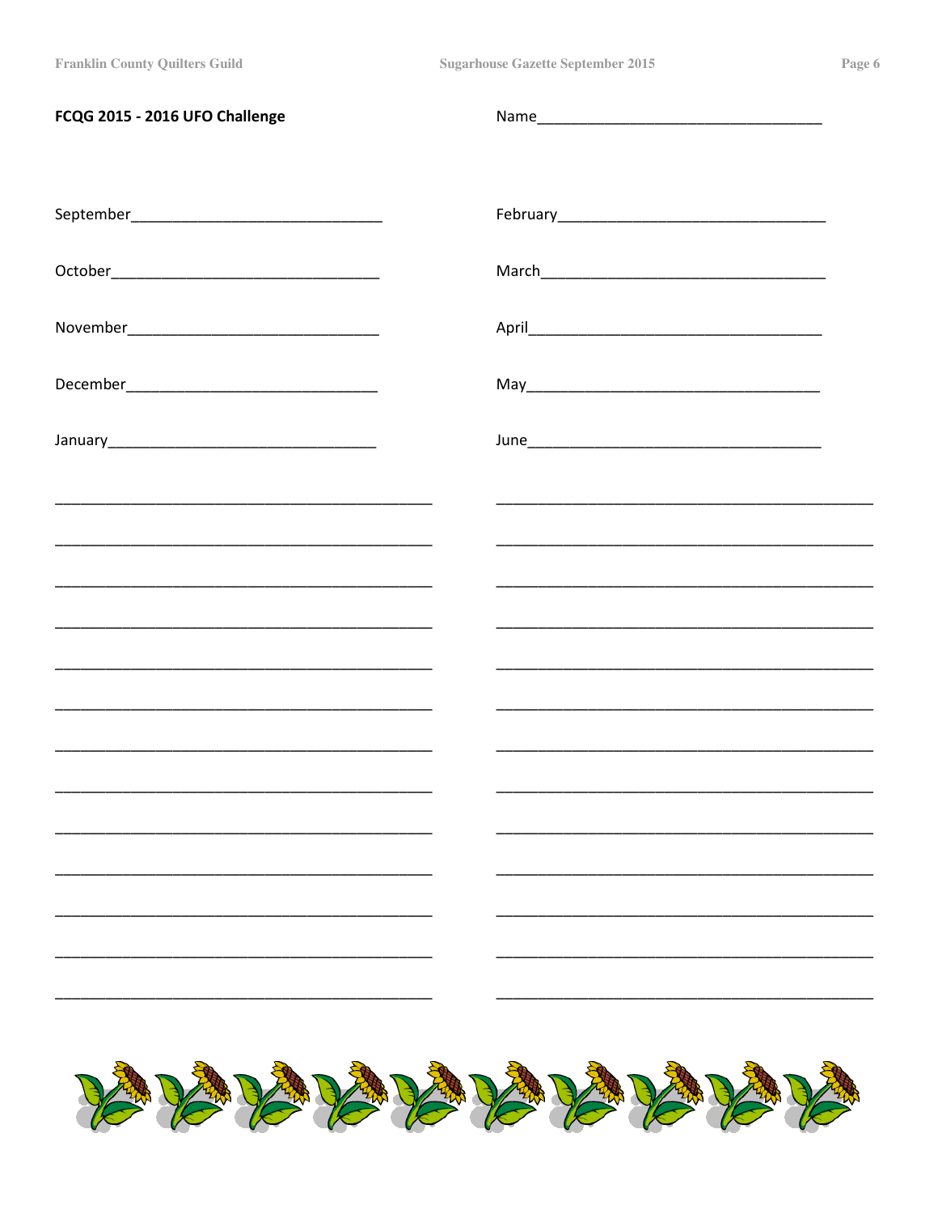**FCQG 2015 - 2016 UFO Challenge**

Name___________________________________

September______________________________

October________________________________

November_______________________________

December_______________________________

January________________________________

February_______________________________

March__________________________________

April__________________________________

May____________________________________

June___________________________________

_____________________________________________

_____________________________________________

_____________________________________________

_____________________________________________

_____________________________________________

_____________________________________________

_____________________________________________

_____________________________________________

_____________________________________________

_____________________________________________

_____________________________________________

_____________________________________________

_____________________________________________

_____________________________________________

_____________________________________________

_____________________________________________

_____________________________________________

_____________________________________________

_____________________________________________

_____________________________________________

_____________________________________________

_____________________________________________

_____________________________________________

_____________________________________________

_____________________________________________

_____________________________________________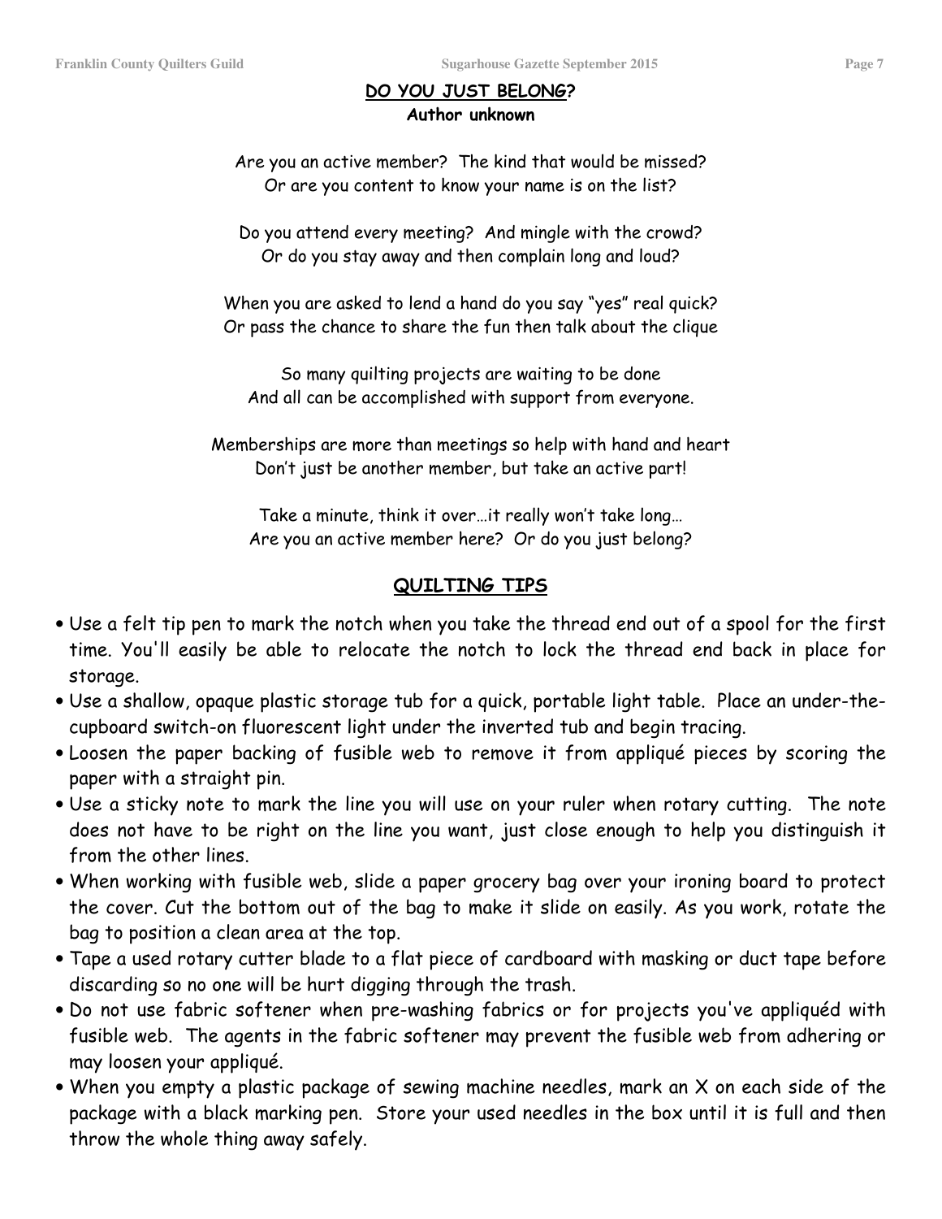## DO YOU JUST BELONG?

**Author unknown**

Are you an active member? The kind that would be missed?
Or are you content to know your name is on the list?

Do you attend every meeting? And mingle with the crowd?
Or do you stay away and then complain long and loud?

When you are asked to lend a hand do you say "yes" real quick?
Or pass the chance to share the fun then talk about the clique

So many quilting projects are waiting to be done
And all can be accomplished with support from everyone.

Memberships are more than meetings so help with hand and heart
Don't just be another member, but take an active part!

Take a minute, think it over…it really won't take long…
Are you an active member here? Or do you just belong?

## QUILTING TIPS

- Use a felt tip pen to mark the notch when you take the thread end out of a spool for the first time. You'll easily be able to relocate the notch to lock the thread end back in place for storage.
- Use a shallow, opaque plastic storage tub for a quick, portable light table. Place an under-the-cupboard switch-on fluorescent light under the inverted tub and begin tracing.
- Loosen the paper backing of fusible web to remove it from appliqué pieces by scoring the paper with a straight pin.
- Use a sticky note to mark the line you will use on your ruler when rotary cutting. The note does not have to be right on the line you want, just close enough to help you distinguish it from the other lines.
- When working with fusible web, slide a paper grocery bag over your ironing board to protect the cover. Cut the bottom out of the bag to make it slide on easily. As you work, rotate the bag to position a clean area at the top.
- Tape a used rotary cutter blade to a flat piece of cardboard with masking or duct tape before discarding so no one will be hurt digging through the trash.
- Do not use fabric softener when pre-washing fabrics or for projects you've appliquéd with fusible web. The agents in the fabric softener may prevent the fusible web from adhering or may loosen your appliqué.
- When you empty a plastic package of sewing machine needles, mark an X on each side of the package with a black marking pen. Store your used needles in the box until it is full and then throw the whole thing away safely.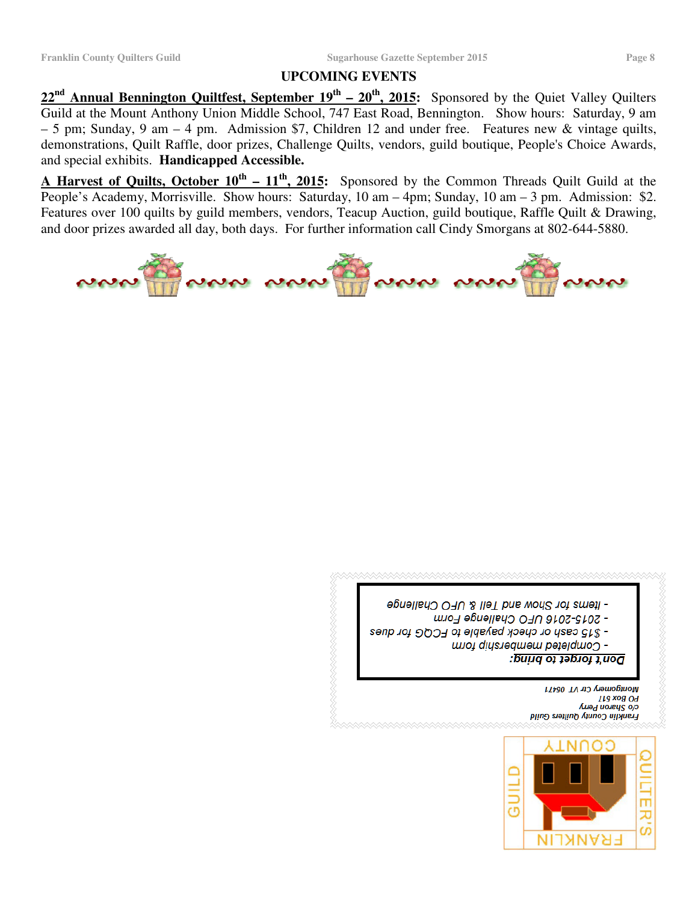## UPCOMING EVENTS

**22nd Annual Bennington Quiltfest, September 19th – 20th, 2015:** Sponsored by the Quiet Valley Quilters Guild at the Mount Anthony Union Middle School, 747 East Road, Bennington. Show hours: Saturday, 9 am – 5 pm; Sunday, 9 am – 4 pm. Admission $7, Children 12 and under free. Features new & vintage quilts, demonstrations, Quilt Raffle, door prizes, Challenge Quilts, vendors, guild boutique, People's Choice Awards, and special exhibits. **Handicapped Accessible.**

**A Harvest of Quilts, October 10th – 11th, 2015:** Sponsored by the Common Threads Quilt Guild at the People's Academy, Morrisville. Show hours: Saturday, 10 am – 4pm; Sunday, 10 am – 3 pm. Admission: $2. Features over 100 quilts by guild members, vendors, Teacup Auction, guild boutique, Raffle Quilt & Drawing, and door prizes awarded all day, both days. For further information call Cindy Smorgans at 802-644-5880.

**Don't forget to bring:**

- Completed membership form
- $15 cash or check payable to FCQG for dues
- 2015-2016 UFO Challenge Form
- Items for Show and Tell & UFO Challenge

Franklin County Quilters Guild
c/o Sharon Perry
PO Box 511
Montgomery Ctr VT 05471

FRANKLIN COUNTY QUILTER'S GUILD